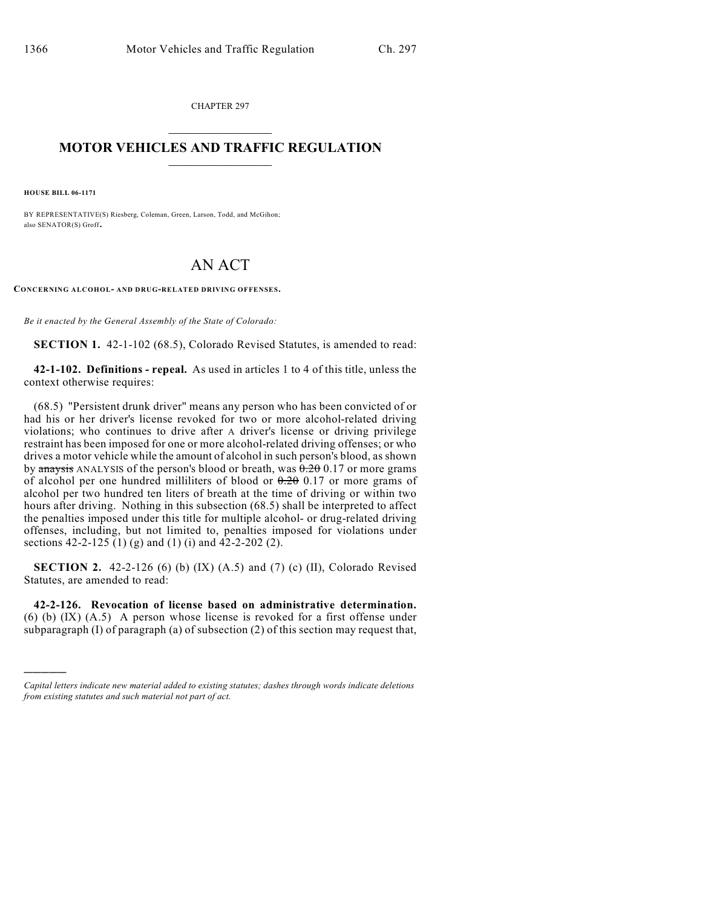CHAPTER 297

# MOTOR VEHICLES AND TRAFFIC REGULATION

**HOUSE BILL 06-1171**

BY REPRESENTATIVE(S) Riesberg, Coleman, Green, Larson, Todd, and McGihon; also SENATOR(S) Groff.

# AN ACT

**CONCERNING ALCOHOL- AND DRUG-RELATED DRIVING OFFENSES.**

*Be it enacted by the General Assembly of the State of Colorado:*

**SECTION 1.** 42-1-102 (68.5), Colorado Revised Statutes, is amended to read:

**42-1-102. Definitions - repeal.** As used in articles 1 to 4 of this title, unless the context otherwise requires:

(68.5) "Persistent drunk driver" means any person who has been convicted of or had his or her driver's license revoked for two or more alcohol-related driving violations; who continues to drive after A driver's license or driving privilege restraint has been imposed for one or more alcohol-related driving offenses; or who drives a motor vehicle while the amount of alcohol in such person's blood, as shown by ~~anaysis~~ ANALYSIS of the person's blood or breath, was ~~0.20~~ 0.17 or more grams of alcohol per one hundred milliliters of blood or ~~0.20~~ 0.17 or more grams of alcohol per two hundred ten liters of breath at the time of driving or within two hours after driving. Nothing in this subsection (68.5) shall be interpreted to affect the penalties imposed under this title for multiple alcohol- or drug-related driving offenses, including, but not limited to, penalties imposed for violations under sections 42-2-125 (1) (g) and (1) (i) and 42-2-202 (2).

**SECTION 2.** 42-2-126 (6) (b) (IX) (A.5) and (7) (c) (II), Colorado Revised Statutes, are amended to read:

**42-2-126. Revocation of license based on administrative determination.** (6) (b) (IX) (A.5) A person whose license is revoked for a first offense under subparagraph (I) of paragraph (a) of subsection (2) of this section may request that,

---

*Capital letters indicate new material added to existing statutes; dashes through words indicate deletions from existing statutes and such material not part of act.*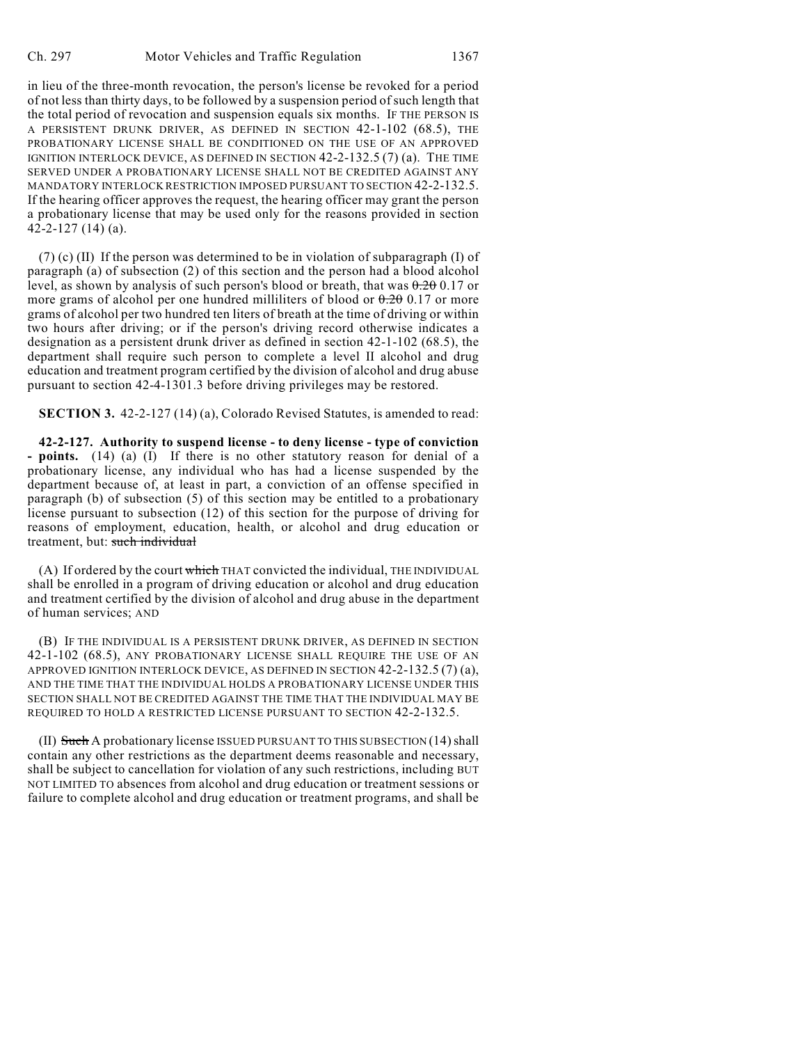in lieu of the three-month revocation, the person's license be revoked for a period of not less than thirty days, to be followed by a suspension period of such length that the total period of revocation and suspension equals six months. IF THE PERSON IS A PERSISTENT DRUNK DRIVER, AS DEFINED IN SECTION 42-1-102 (68.5), THE PROBATIONARY LICENSE SHALL BE CONDITIONED ON THE USE OF AN APPROVED IGNITION INTERLOCK DEVICE, AS DEFINED IN SECTION 42-2-132.5 (7) (a). THE TIME SERVED UNDER A PROBATIONARY LICENSE SHALL NOT BE CREDITED AGAINST ANY MANDATORY INTERLOCK RESTRICTION IMPOSED PURSUANT TO SECTION 42-2-132.5. If the hearing officer approves the request, the hearing officer may grant the person a probationary license that may be used only for the reasons provided in section 42-2-127 (14) (a).

(7) (c) (II) If the person was determined to be in violation of subparagraph (I) of paragraph (a) of subsection (2) of this section and the person had a blood alcohol level, as shown by analysis of such person's blood or breath, that was ~~0.20~~ 0.17 or more grams of alcohol per one hundred milliliters of blood or ~~0.20~~ 0.17 or more grams of alcohol per two hundred ten liters of breath at the time of driving or within two hours after driving; or if the person's driving record otherwise indicates a designation as a persistent drunk driver as defined in section 42-1-102 (68.5), the department shall require such person to complete a level II alcohol and drug education and treatment program certified by the division of alcohol and drug abuse pursuant to section 42-4-1301.3 before driving privileges may be restored.

**SECTION 3.** 42-2-127 (14) (a), Colorado Revised Statutes, is amended to read:

**42-2-127. Authority to suspend license - to deny license - type of conviction - points.** (14) (a) (I) If there is no other statutory reason for denial of a probationary license, any individual who has had a license suspended by the department because of, at least in part, a conviction of an offense specified in paragraph (b) of subsection (5) of this section may be entitled to a probationary license pursuant to subsection (12) of this section for the purpose of driving for reasons of employment, education, health, or alcohol and drug education or treatment, but: ~~such individual~~

(A) If ordered by the court ~~which~~ THAT convicted the individual, THE INDIVIDUAL shall be enrolled in a program of driving education or alcohol and drug education and treatment certified by the division of alcohol and drug abuse in the department of human services; AND

(B) IF THE INDIVIDUAL IS A PERSISTENT DRUNK DRIVER, AS DEFINED IN SECTION 42-1-102 (68.5), ANY PROBATIONARY LICENSE SHALL REQUIRE THE USE OF AN APPROVED IGNITION INTERLOCK DEVICE, AS DEFINED IN SECTION 42-2-132.5 (7) (a), AND THE TIME THAT THE INDIVIDUAL HOLDS A PROBATIONARY LICENSE UNDER THIS SECTION SHALL NOT BE CREDITED AGAINST THE TIME THAT THE INDIVIDUAL MAY BE REQUIRED TO HOLD A RESTRICTED LICENSE PURSUANT TO SECTION 42-2-132.5.

(II) ~~Such~~ A probationary license ISSUED PURSUANT TO THIS SUBSECTION (14) shall contain any other restrictions as the department deems reasonable and necessary, shall be subject to cancellation for violation of any such restrictions, including BUT NOT LIMITED TO absences from alcohol and drug education or treatment sessions or failure to complete alcohol and drug education or treatment programs, and shall be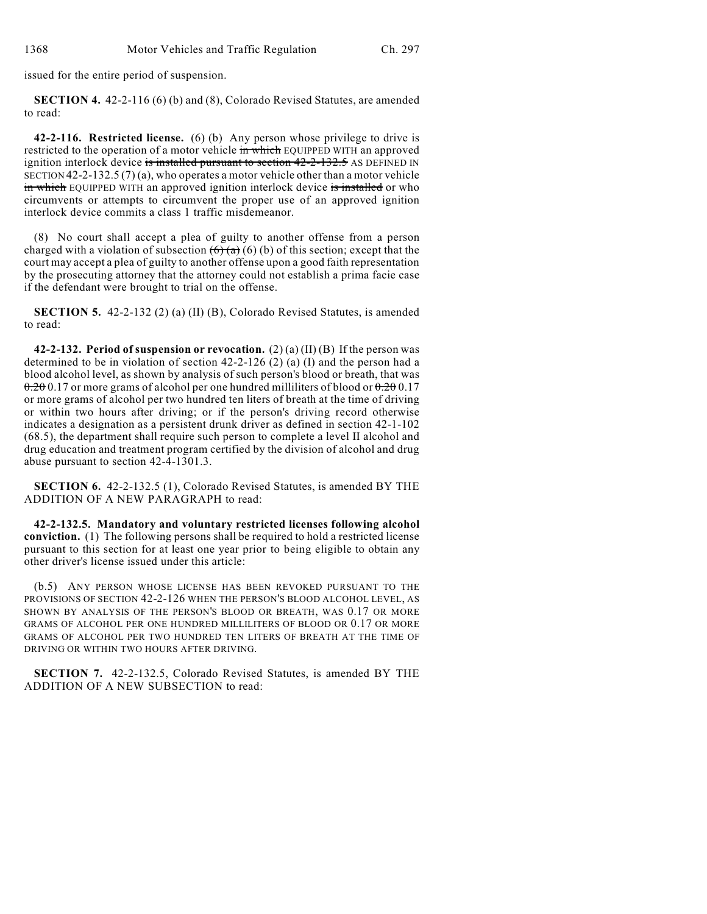issued for the entire period of suspension.

**SECTION 4.** 42-2-116 (6) (b) and (8), Colorado Revised Statutes, are amended to read:

**42-2-116. Restricted license.** (6) (b) Any person whose privilege to drive is restricted to the operation of a motor vehicle ~~in which~~ EQUIPPED WITH an approved ignition interlock device ~~is installed pursuant to section 42-2-132.5~~ AS DEFINED IN SECTION 42-2-132.5 (7) (a), who operates a motor vehicle other than a motor vehicle ~~in which~~ EQUIPPED WITH an approved ignition interlock device ~~is installed~~ or who circumvents or attempts to circumvent the proper use of an approved ignition interlock device commits a class 1 traffic misdemeanor.

(8) No court shall accept a plea of guilty to another offense from a person charged with a violation of subsection ~~(6) (a)~~ (6) (b) of this section; except that the court may accept a plea of guilty to another offense upon a good faith representation by the prosecuting attorney that the attorney could not establish a prima facie case if the defendant were brought to trial on the offense.

**SECTION 5.** 42-2-132 (2) (a) (II) (B), Colorado Revised Statutes, is amended to read:

**42-2-132. Period of suspension or revocation.** (2) (a) (II) (B) If the person was determined to be in violation of section 42-2-126 (2) (a) (I) and the person had a blood alcohol level, as shown by analysis of such person's blood or breath, that was ~~0.20~~ 0.17 or more grams of alcohol per one hundred milliliters of blood or ~~0.20~~ 0.17 or more grams of alcohol per two hundred ten liters of breath at the time of driving or within two hours after driving; or if the person's driving record otherwise indicates a designation as a persistent drunk driver as defined in section 42-1-102 (68.5), the department shall require such person to complete a level II alcohol and drug education and treatment program certified by the division of alcohol and drug abuse pursuant to section 42-4-1301.3.

**SECTION 6.** 42-2-132.5 (1), Colorado Revised Statutes, is amended BY THE ADDITION OF A NEW PARAGRAPH to read:

**42-2-132.5. Mandatory and voluntary restricted licenses following alcohol conviction.** (1) The following persons shall be required to hold a restricted license pursuant to this section for at least one year prior to being eligible to obtain any other driver's license issued under this article:

(b.5) ANY PERSON WHOSE LICENSE HAS BEEN REVOKED PURSUANT TO THE PROVISIONS OF SECTION 42-2-126 WHEN THE PERSON'S BLOOD ALCOHOL LEVEL, AS SHOWN BY ANALYSIS OF THE PERSON'S BLOOD OR BREATH, WAS 0.17 OR MORE GRAMS OF ALCOHOL PER ONE HUNDRED MILLILITERS OF BLOOD OR 0.17 OR MORE GRAMS OF ALCOHOL PER TWO HUNDRED TEN LITERS OF BREATH AT THE TIME OF DRIVING OR WITHIN TWO HOURS AFTER DRIVING.

**SECTION 7.** 42-2-132.5, Colorado Revised Statutes, is amended BY THE ADDITION OF A NEW SUBSECTION to read: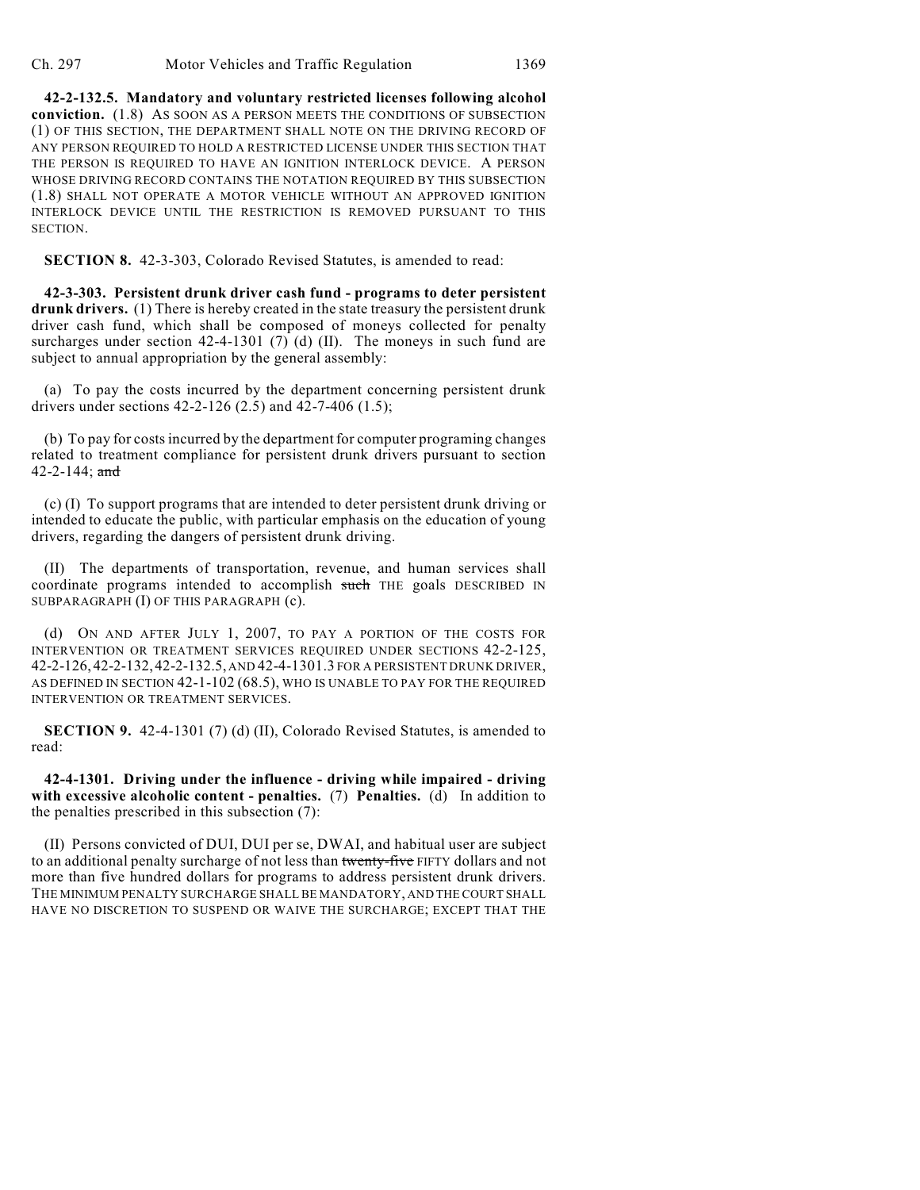**42-2-132.5. Mandatory and voluntary restricted licenses following alcohol conviction.** (1.8) AS SOON AS A PERSON MEETS THE CONDITIONS OF SUBSECTION (1) OF THIS SECTION, THE DEPARTMENT SHALL NOTE ON THE DRIVING RECORD OF ANY PERSON REQUIRED TO HOLD A RESTRICTED LICENSE UNDER THIS SECTION THAT THE PERSON IS REQUIRED TO HAVE AN IGNITION INTERLOCK DEVICE. A PERSON WHOSE DRIVING RECORD CONTAINS THE NOTATION REQUIRED BY THIS SUBSECTION (1.8) SHALL NOT OPERATE A MOTOR VEHICLE WITHOUT AN APPROVED IGNITION INTERLOCK DEVICE UNTIL THE RESTRICTION IS REMOVED PURSUANT TO THIS SECTION.

**SECTION 8.** 42-3-303, Colorado Revised Statutes, is amended to read:

**42-3-303. Persistent drunk driver cash fund - programs to deter persistent drunk drivers.** (1) There is hereby created in the state treasury the persistent drunk driver cash fund, which shall be composed of moneys collected for penalty surcharges under section 42-4-1301 (7) (d) (II). The moneys in such fund are subject to annual appropriation by the general assembly:

(a) To pay the costs incurred by the department concerning persistent drunk drivers under sections 42-2-126 (2.5) and 42-7-406 (1.5);

(b) To pay for costs incurred by the department for computer programing changes related to treatment compliance for persistent drunk drivers pursuant to section 42-2-144; ~~and~~

(c) (I) To support programs that are intended to deter persistent drunk driving or intended to educate the public, with particular emphasis on the education of young drivers, regarding the dangers of persistent drunk driving.

(II) The departments of transportation, revenue, and human services shall coordinate programs intended to accomplish ~~such~~ THE goals DESCRIBED IN SUBPARAGRAPH (I) OF THIS PARAGRAPH (c).

(d) ON AND AFTER JULY 1, 2007, TO PAY A PORTION OF THE COSTS FOR INTERVENTION OR TREATMENT SERVICES REQUIRED UNDER SECTIONS 42-2-125, 42-2-126, 42-2-132, 42-2-132.5, AND 42-4-1301.3 FOR A PERSISTENT DRUNK DRIVER, AS DEFINED IN SECTION 42-1-102 (68.5), WHO IS UNABLE TO PAY FOR THE REQUIRED INTERVENTION OR TREATMENT SERVICES.

**SECTION 9.** 42-4-1301 (7) (d) (II), Colorado Revised Statutes, is amended to read:

**42-4-1301. Driving under the influence - driving while impaired - driving with excessive alcoholic content - penalties.** (7) **Penalties.** (d) In addition to the penalties prescribed in this subsection (7):

(II) Persons convicted of DUI, DUI per se, DWAI, and habitual user are subject to an additional penalty surcharge of not less than ~~twenty-five~~ FIFTY dollars and not more than five hundred dollars for programs to address persistent drunk drivers. THE MINIMUM PENALTY SURCHARGE SHALL BE MANDATORY, AND THE COURT SHALL HAVE NO DISCRETION TO SUSPEND OR WAIVE THE SURCHARGE; EXCEPT THAT THE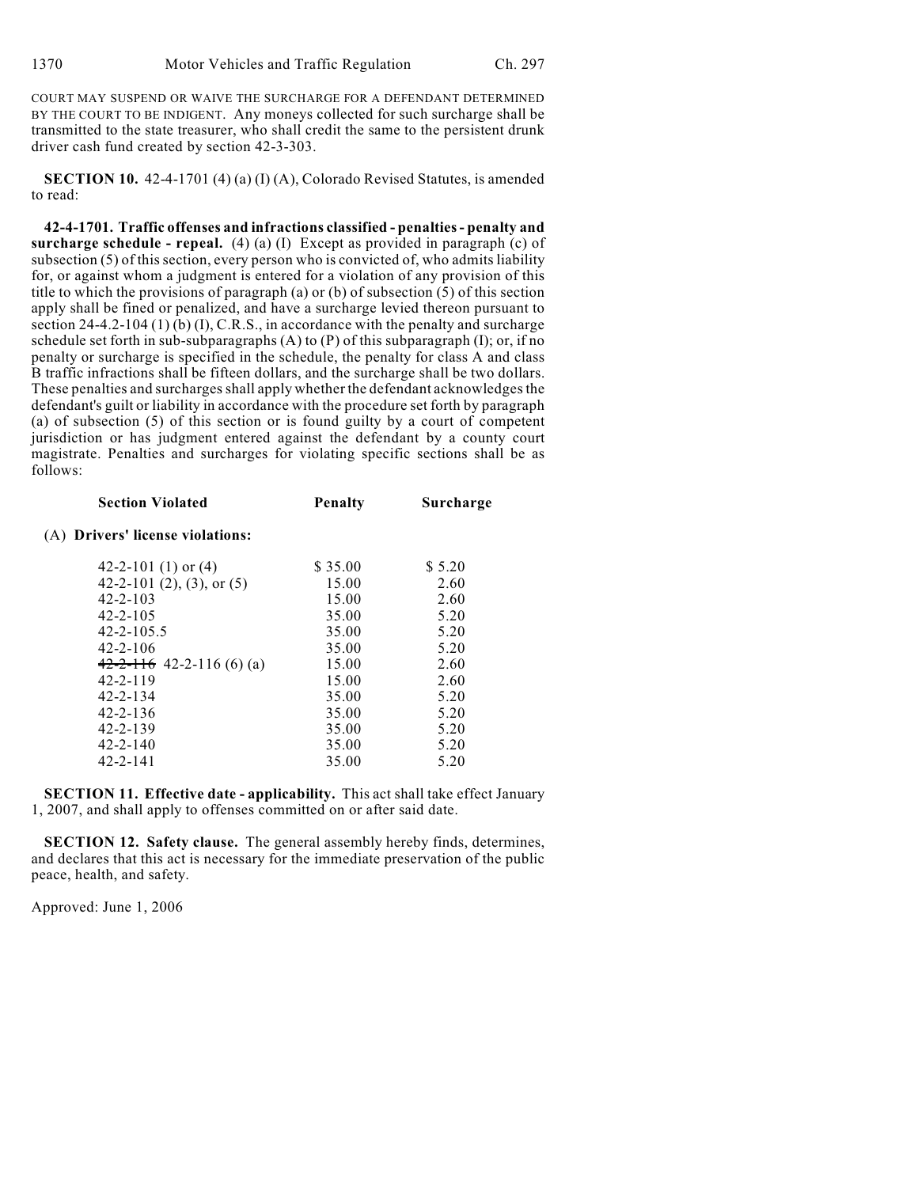COURT MAY SUSPEND OR WAIVE THE SURCHARGE FOR A DEFENDANT DETERMINED BY THE COURT TO BE INDIGENT. Any moneys collected for such surcharge shall be transmitted to the state treasurer, who shall credit the same to the persistent drunk driver cash fund created by section 42-3-303.

**SECTION 10.** 42-4-1701 (4) (a) (I) (A), Colorado Revised Statutes, is amended to read:

**42-4-1701. Traffic offenses and infractions classified - penalties - penalty and surcharge schedule - repeal.** (4) (a) (I) Except as provided in paragraph (c) of subsection (5) of this section, every person who is convicted of, who admits liability for, or against whom a judgment is entered for a violation of any provision of this title to which the provisions of paragraph (a) or (b) of subsection (5) of this section apply shall be fined or penalized, and have a surcharge levied thereon pursuant to section 24-4.2-104 (1) (b) (I), C.R.S., in accordance with the penalty and surcharge schedule set forth in sub-subparagraphs (A) to (P) of this subparagraph (I); or, if no penalty or surcharge is specified in the schedule, the penalty for class A and class B traffic infractions shall be fifteen dollars, and the surcharge shall be two dollars. These penalties and surcharges shall apply whether the defendant acknowledges the defendant's guilt or liability in accordance with the procedure set forth by paragraph (a) of subsection (5) of this section or is found guilty by a court of competent jurisdiction or has judgment entered against the defendant by a county court magistrate. Penalties and surcharges for violating specific sections shall be as follows:

| **Section Violated** | **Penalty** | **Surcharge** |
|---|---|---|
| (A) **Drivers' license violations:** | | |
| 42-2-101 (1) or (4) | $ 35.00 | $ 5.20 |
| 42-2-101 (2), (3), or (5) | 15.00 | 2.60 |
| 42-2-103 | 15.00 | 2.60 |
| 42-2-105 | 35.00 | 5.20 |
| 42-2-105.5 | 35.00 | 5.20 |
| 42-2-106 | 35.00 | 5.20 |
| ~~42-2-116~~ 42-2-116 (6) (a) | 15.00 | 2.60 |
| 42-2-119 | 15.00 | 2.60 |
| 42-2-134 | 35.00 | 5.20 |
| 42-2-136 | 35.00 | 5.20 |
| 42-2-139 | 35.00 | 5.20 |
| 42-2-140 | 35.00 | 5.20 |
| 42-2-141 | 35.00 | 5.20 |

**SECTION 11. Effective date - applicability.** This act shall take effect January 1, 2007, and shall apply to offenses committed on or after said date.

**SECTION 12. Safety clause.** The general assembly hereby finds, determines, and declares that this act is necessary for the immediate preservation of the public peace, health, and safety.

Approved: June 1, 2006